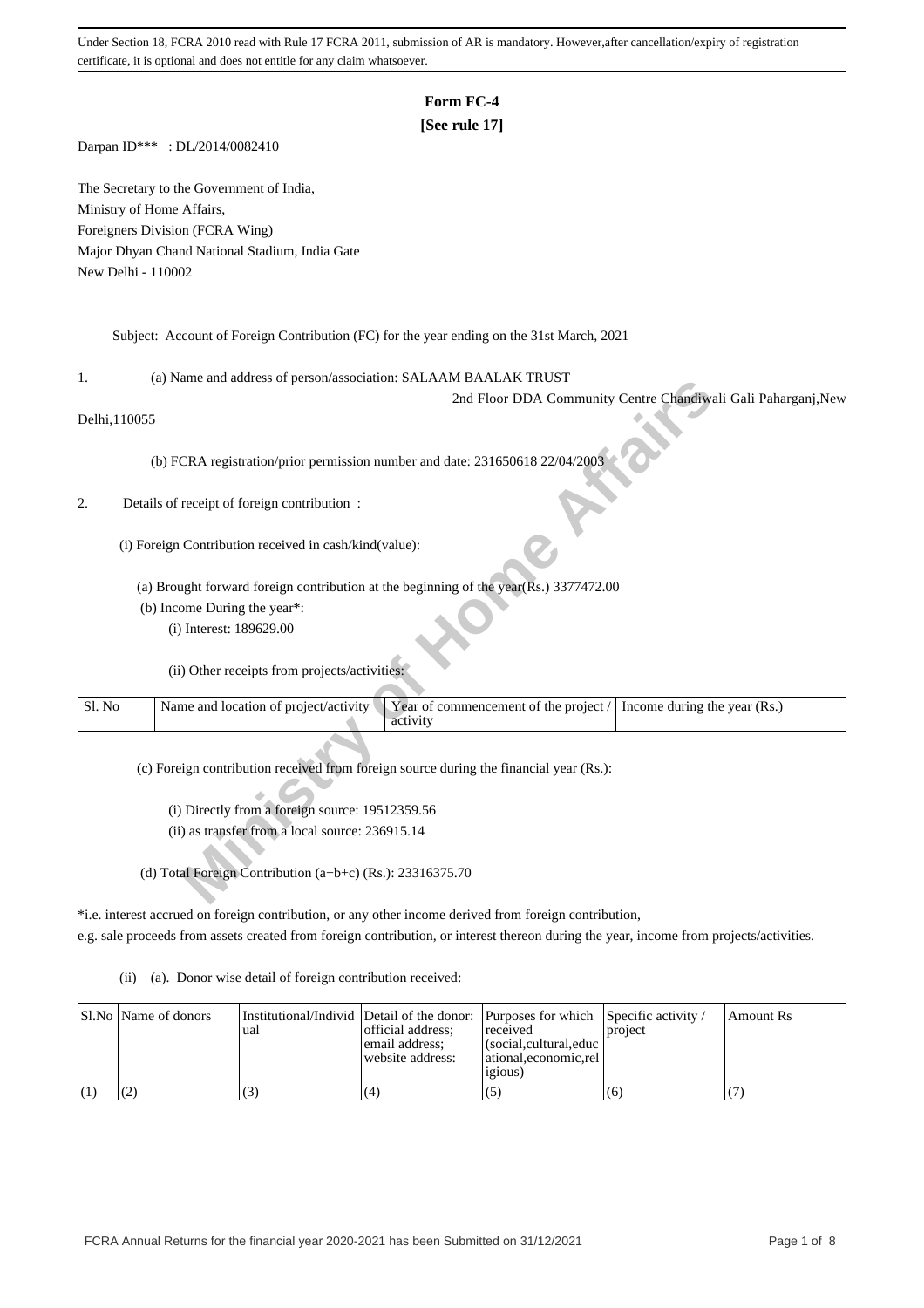Under Section 18, FCRA 2010 read with Rule 17 FCRA 2011, submission of AR is mandatory. However,after cancellation/expiry of registration certificate, it is optional and does not entitle for any claim whatsoever.

# Form FC-4

**[See rule 17]**

Darpan ID*** : DL/2014/0082410

The Secretary to the Government of India,
Ministry of Home Affairs,
Foreigners Division (FCRA Wing)
Major Dhyan Chand National Stadium, India Gate
New Delhi - 110002

Subject: Account of Foreign Contribution (FC) for the year ending on the 31st March, 2021

1. (a) Name and address of person/association: SALAAM BAALAK TRUST
2nd Floor DDA Community Centre Chandiwali Gali Paharganj,New Delhi,110055

(b) FCRA registration/prior permission number and date: 231650618 22/04/2003

2. Details of receipt of foreign contribution :

(i) Foreign Contribution received in cash/kind(value):

(a) Brought forward foreign contribution at the beginning of the year(Rs.) 3377472.00

(b) Income During the year*:

(i) Interest: 189629.00

(ii) Other receipts from projects/activities:

| Sl. No | Name and location of project/activity | Year of commencement of the project / activity | Income during the year (Rs.) |
|---|---|---|---|

(c) Foreign contribution received from foreign source during the financial year (Rs.):

(i) Directly from a foreign source: 19512359.56

(ii) as transfer from a local source: 236915.14

(d) Total Foreign Contribution (a+b+c) (Rs.): 23316375.70

*i.e. interest accrued on foreign contribution, or any other income derived from foreign contribution, e.g. sale proceeds from assets created from foreign contribution, or interest thereon during the year, income from projects/activities.

(ii) (a). Donor wise detail of foreign contribution received:

| Sl.No | Name of donors | Institutional/Individual | Detail of the donor: official address; email address; website address: | Purposes for which received (social,cultural,educational,economic,religious) | Specific activity / project | Amount Rs |
|---|---|---|---|---|---|---|
| (1) | (2) | (3) | (4) | (5) | (6) | (7) |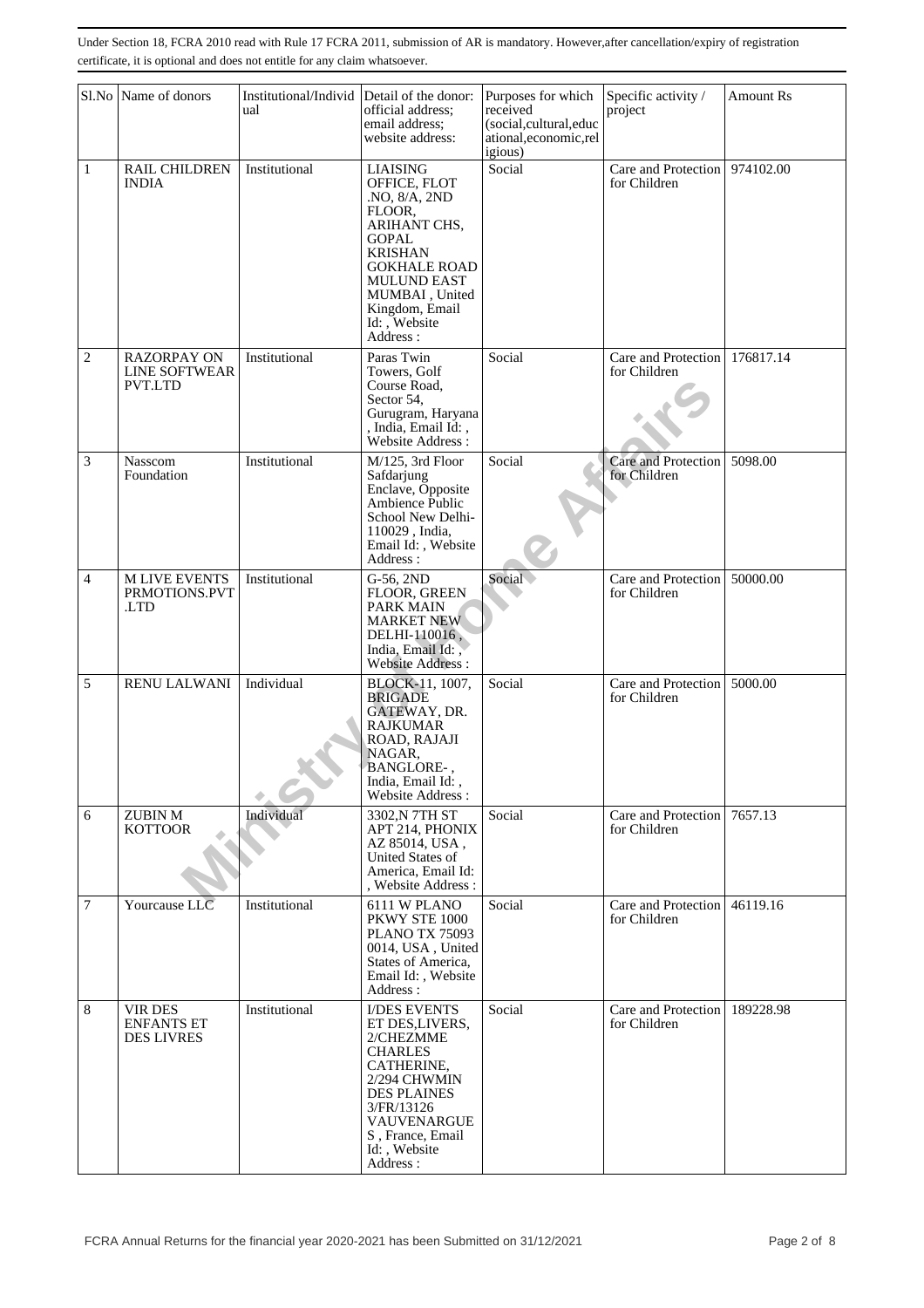Under Section 18, FCRA 2010 read with Rule 17 FCRA 2011, submission of AR is mandatory. However,after cancellation/expiry of registration certificate, it is optional and does not entitle for any claim whatsoever.

| Sl.No | Name of donors | Institutional/Individual | Detail of the donor: official address; email address; website address: | Purposes for which received (social,cultural,educational,economic,religious) | Specific activity / project | Amount Rs |
|---|---|---|---|---|---|---|
| 1 | RAIL CHILDREN INDIA | Institutional | LIAISING OFFICE, FLOT .NO, 8/A, 2ND FLOOR, ARIHANT CHS, GOPAL KRISHAN GOKHALE ROAD MULUND EAST MUMBAI , United Kingdom, Email Id: , Website Address : | Social | Care and Protection for Children | 974102.00 |
| 2 | RAZORPAY ON LINE SOFTWEAR PVT.LTD | Institutional | Paras Twin Towers, Golf Course Road, Sector 54, Gurugram, Haryana , India, Email Id: , Website Address : | Social | Care and Protection for Children | 176817.14 |
| 3 | Nasscom Foundation | Institutional | M/125, 3rd Floor Safdarjung Enclave, Opposite Ambience Public School New Delhi-110029 , India, Email Id: , Website Address : | Social | Care and Protection for Children | 5098.00 |
| 4 | M LIVE EVENTS PRMOTIONS.PVT .LTD | Institutional | G-56, 2ND FLOOR, GREEN PARK MAIN MARKET NEW DELHI-110016 , India, Email Id: , Website Address : | Social | Care and Protection for Children | 50000.00 |
| 5 | RENU LALWANI | Individual | BLOCK-11, 1007, BRIGADE GATEWAY, DR. RAJKUMAR ROAD, RAJAJI NAGAR, BANGLORE- , India, Email Id: , Website Address : | Social | Care and Protection for Children | 5000.00 |
| 6 | ZUBIN M KOTTOOR | Individual | 3302,N 7TH ST APT 214, PHONIX AZ 85014, USA , United States of America, Email Id: , Website Address : | Social | Care and Protection for Children | 7657.13 |
| 7 | Yourcause LLC | Institutional | 6111 W PLANO PKWY STE 1000 PLANO TX 75093 0014, USA , United States of America, Email Id: , Website Address : | Social | Care and Protection for Children | 46119.16 |
| 8 | VIR DES ENFANTS ET DES LIVRES | Institutional | I/DES EVENTS ET DES,LIVERS, 2/CHEZMME CHARLES CATHERINE, 2/294 CHWMIN DES PLAINES 3/FR/13126 VAUVENARGUE S , France, Email Id: , Website Address : | Social | Care and Protection for Children | 189228.98 |

FCRA Annual Returns for the financial year 2020-2021 has been Submitted on 31/12/2021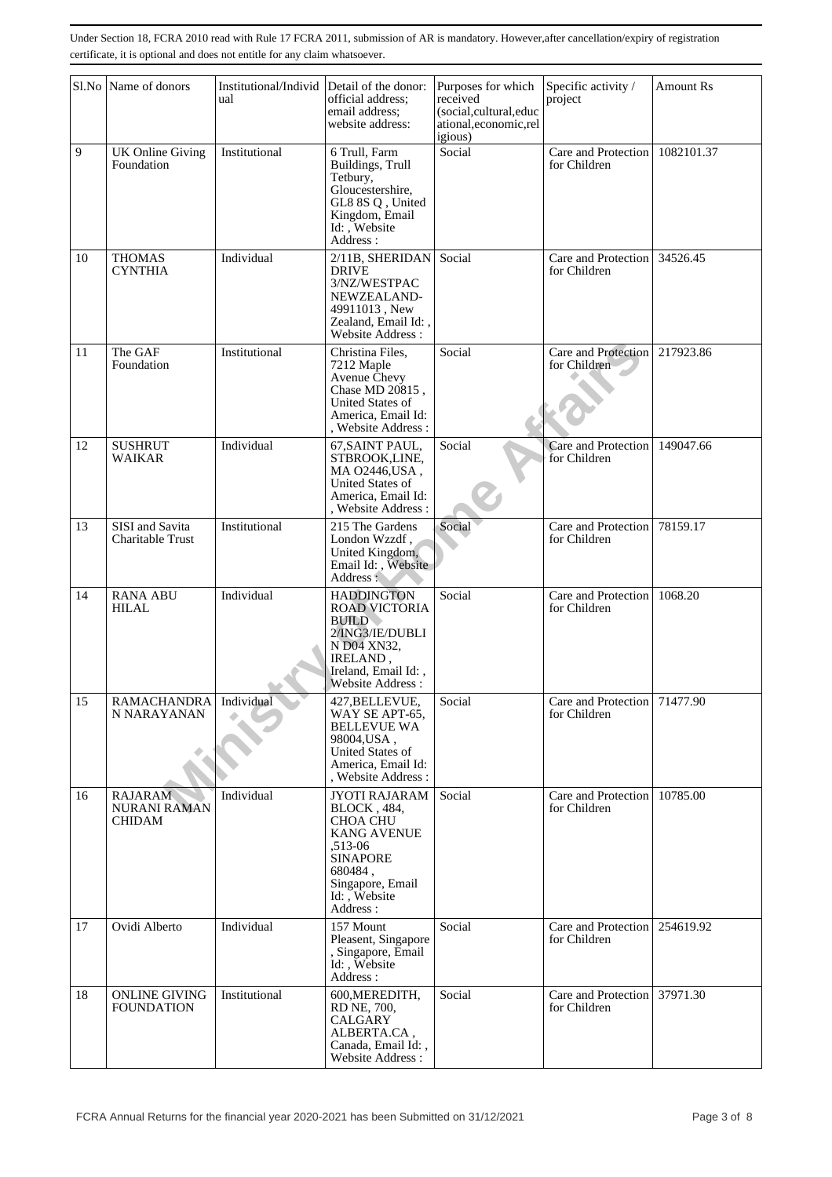Under Section 18, FCRA 2010 read with Rule 17 FCRA 2011, submission of AR is mandatory. However,after cancellation/expiry of registration certificate, it is optional and does not entitle for any claim whatsoever.

| Sl.No | Name of donors | Institutional/Individual | Detail of the donor: official address; email address; website address: | Purposes for which received (social,cultural,educational,economic,religious) | Specific activity / project | Amount Rs |
|---|---|---|---|---|---|---|
| 9 | UK Online Giving Foundation | Institutional | 6 Trull, Farm Buildings, Trull Tetbury, Gloucestershire, GL8 8S Q , United Kingdom, Email Id: , Website Address : | Social | Care and Protection for Children | 1082101.37 |
| 10 | THOMAS CYNTHIA | Individual | 2/11B, SHERIDAN DRIVE 3/NZ/WESTPAC NEWZEALAND-49911013 , New Zealand, Email Id: , Website Address : | Social | Care and Protection for Children | 34526.45 |
| 11 | The GAF Foundation | Institutional | Christina Files, 7212 Maple Avenue Chevy Chase MD 20815 , United States of America, Email Id: , Website Address : | Social | Care and Protection for Children | 217923.86 |
| 12 | SUSHRUT WAIKAR | Individual | 67,SAINT PAUL, STBROOK,LINE, MA O2446,USA , United States of America, Email Id: , Website Address : | Social | Care and Protection for Children | 149047.66 |
| 13 | SISI and Savita Charitable Trust | Institutional | 215 The Gardens London Wzzdf , United Kingdom, Email Id: , Website Address : | Social | Care and Protection for Children | 78159.17 |
| 14 | RANA ABU HILAL | Individual | HADDINGTON ROAD VICTORIA BUILD 2/ING3/IE/DUBLIN D04 XN32, IRELAND , Ireland, Email Id: , Website Address : | Social | Care and Protection for Children | 1068.20 |
| 15 | RAMACHANDRAN NARAYANAN | Individual | 427,BELLEVUE, WAY SE APT-65, BELLEVUE WA 98004,USA , United States of America, Email Id: , Website Address : | Social | Care and Protection for Children | 71477.90 |
| 16 | RAJARAM NURANI RAMAN CHIDAM | Individual | JYOTI RAJARAM BLOCK , 484, CHOA CHU KANG AVENUE ,513-06 SINAPORE 680484 , Singapore, Email Id: , Website Address : | Social | Care and Protection for Children | 10785.00 |
| 17 | Ovidi Alberto | Individual | 157 Mount Pleasent, Singapore , Singapore, Email Id: , Website Address : | Social | Care and Protection for Children | 254619.92 |
| 18 | ONLINE GIVING FOUNDATION | Institutional | 600,MEREDITH, RD NE, 700, CALGARY ALBERTA.CA , Canada, Email Id: , Website Address : | Social | Care and Protection for Children | 37971.30 |

FCRA Annual Returns for the financial year 2020-2021 has been Submitted on 31/12/2021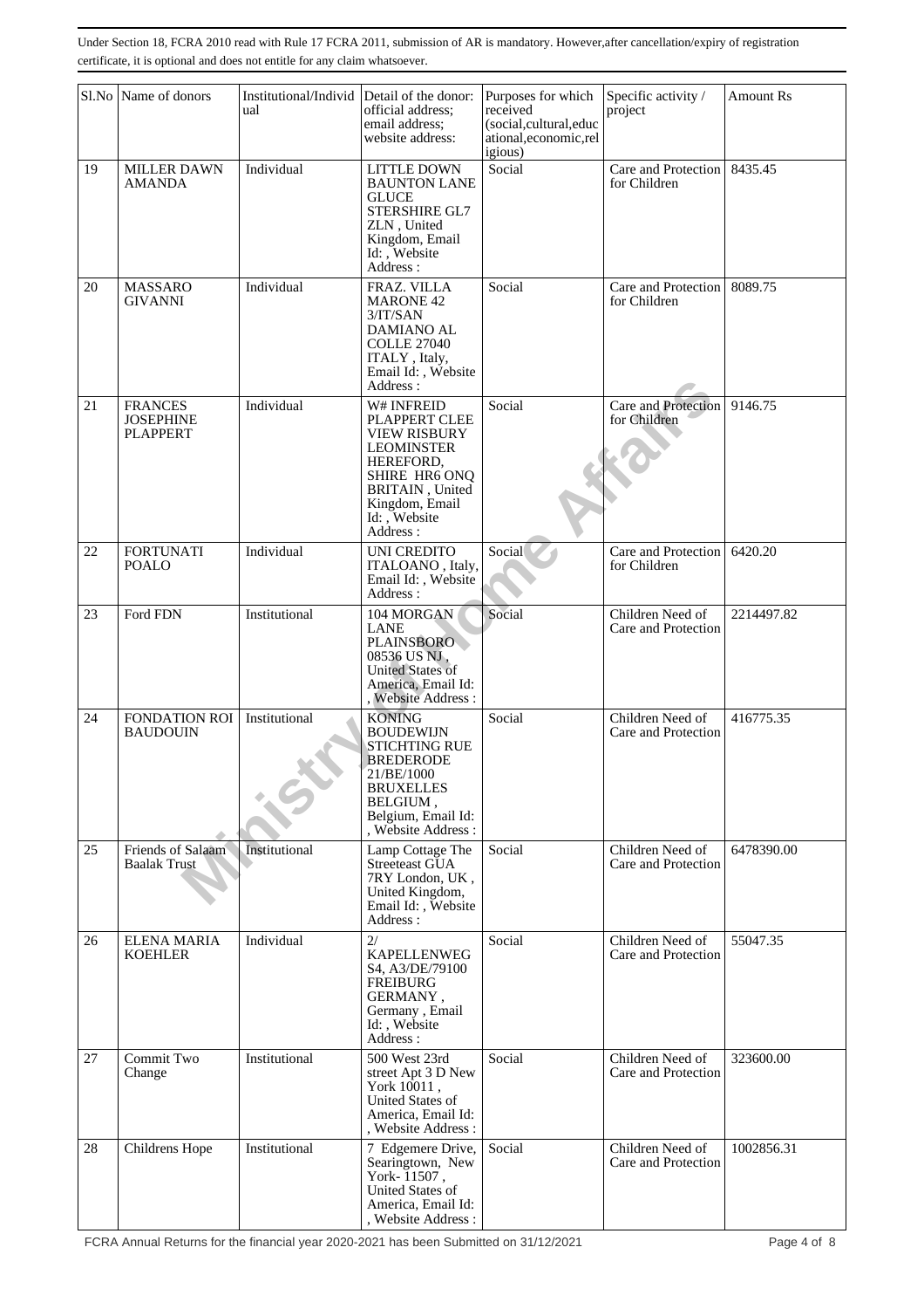Under Section 18, FCRA 2010 read with Rule 17 FCRA 2011, submission of AR is mandatory. However,after cancellation/expiry of registration certificate, it is optional and does not entitle for any claim whatsoever.

| Sl.No | Name of donors | Institutional/Individual | Detail of the donor: official address; email address; website address: | Purposes for which received (social,cultural,educational,economic,religious) | Specific activity / project | Amount Rs |
|---|---|---|---|---|---|---|
| 19 | MILLER DAWN AMANDA | Individual | LITTLE DOWN BAUNTON LANE GLUCE STERSHIRE GL7 ZLN , United Kingdom, Email Id: , Website Address : | Social | Care and Protection for Children | 8435.45 |
| 20 | MASSARO GIVANNI | Individual | FRAZ. VILLA MARONE 42 3/IT/SAN DAMIANO AL COLLE 27040 ITALY , Italy, Email Id: , Website Address : | Social | Care and Protection for Children | 8089.75 |
| 21 | FRANCES JOSEPHINE PLAPPERT | Individual | W# INFREID PLAPPERT CLEE VIEW RISBURY LEOMINSTER HEREFORD, SHIRE HR6 ONQ BRITAIN , United Kingdom, Email Id: , Website Address : | Social | Care and Protection for Children | 9146.75 |
| 22 | FORTUNATI POALO | Individual | UNI CREDITO ITALOANO , Italy, Email Id: , Website Address : | Social | Care and Protection for Children | 6420.20 |
| 23 | Ford FDN | Institutional | 104 MORGAN LANE PLAINSBORO 08536 US NJ , United States of America, Email Id: , Website Address : | Social | Children Need of Care and Protection | 2214497.82 |
| 24 | FONDATION ROI BAUDOUIN | Institutional | KONING BOUDEWIJN STICHTING RUE BREDERODE 21/BE/1000 BRUXELLES BELGIUM , Belgium, Email Id: , Website Address : | Social | Children Need of Care and Protection | 416775.35 |
| 25 | Friends of Salaam Baalak Trust | Institutional | Lamp Cottage The Streeteast GUA 7RY London, UK , United Kingdom, Email Id: , Website Address : | Social | Children Need of Care and Protection | 6478390.00 |
| 26 | ELENA MARIA KOEHLER | Individual | 2/ KAPELLENWEG S4, A3/DE/79100 FREIBURG GERMANY , Germany , Email Id: , Website Address : | Social | Children Need of Care and Protection | 55047.35 |
| 27 | Commit Two Change | Institutional | 500 West 23rd street Apt 3 D New York 10011 , United States of America, Email Id: , Website Address : | Social | Children Need of Care and Protection | 323600.00 |
| 28 | Childrens Hope | Institutional | 7 Edgemere Drive, Searingtown, New York- 11507 , United States of America, Email Id: , Website Address : | Social | Children Need of Care and Protection | 1002856.31 |

FCRA Annual Returns for the financial year 2020-2021 has been Submitted on 31/12/2021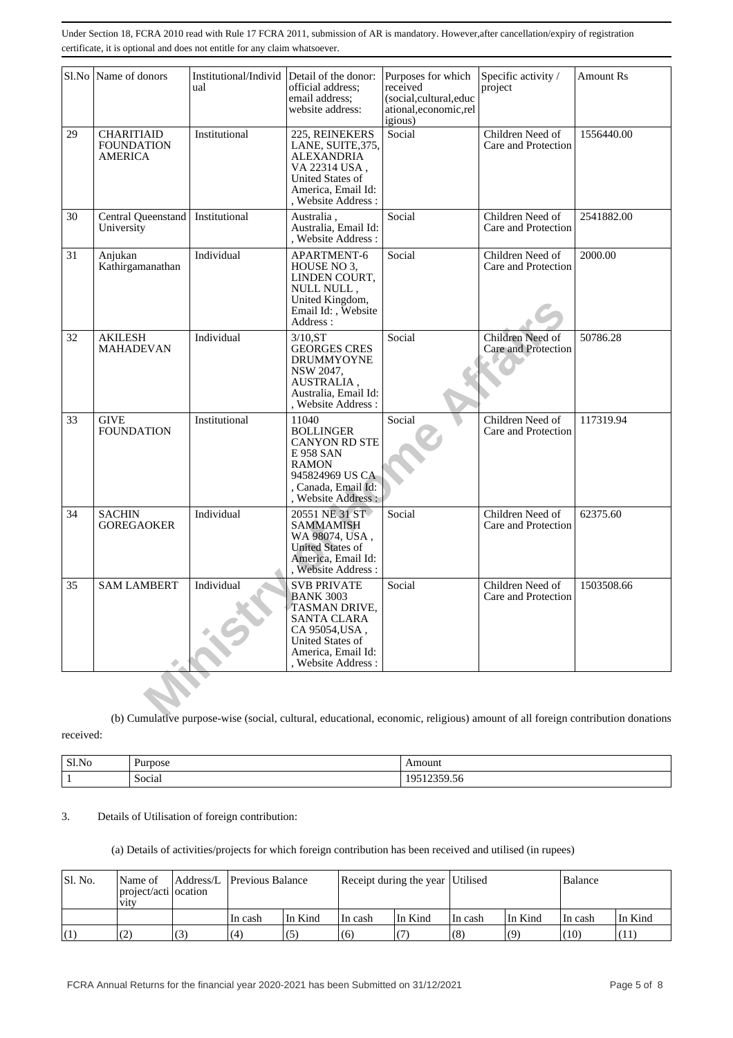Under Section 18, FCRA 2010 read with Rule 17 FCRA 2011, submission of AR is mandatory. However,after cancellation/expiry of registration certificate, it is optional and does not entitle for any claim whatsoever.

| Sl.No | Name of donors | Institutional/Individual | Detail of the donor: official address; email address; website address: | Purposes for which received (social,cultural,educational,economic,religious) | Specific activity / project | Amount Rs |
|---|---|---|---|---|---|---|
| 29 | CHARITIAID FOUNDATION AMERICA | Institutional | 225, REINEKERS LANE, SUITE,375, ALEXANDRIA VA 22314 USA , United States of America, Email Id: , Website Address : | Social | Children Need of Care and Protection | 1556440.00 |
| 30 | Central Queenstand University | Institutional | Australia , Australia, Email Id: , Website Address : | Social | Children Need of Care and Protection | 2541882.00 |
| 31 | Anjukan Kathirgamanathan | Individual | APARTMENT-6 HOUSE NO 3, LINDEN COURT, NULL NULL , United Kingdom, Email Id: , Website Address : | Social | Children Need of Care and Protection | 2000.00 |
| 32 | AKILESH MAHADEVAN | Individual | 3/10,ST GEORGES CRES DRUMMYOYNE NSW 2047, AUSTRALIA , Australia, Email Id: , Website Address : | Social | Children Need of Care and Protection | 50786.28 |
| 33 | GIVE FOUNDATION | Institutional | 11040 BOLLINGER CANYON RD STE E 958 SAN RAMON 945824969 US CA , Canada, Email Id: , Website Address : | Social | Children Need of Care and Protection | 117319.94 |
| 34 | SACHIN GOREGAOKER | Individual | 20551 NE 31 ST SAMMAMISH WA 98074, USA , United States of America, Email Id: , Website Address : | Social | Children Need of Care and Protection | 62375.60 |
| 35 | SAM LAMBERT | Individual | SVB PRIVATE BANK 3003 TASMAN DRIVE, SANTA CLARA CA 95054,USA , United States of America, Email Id: , Website Address : | Social | Children Need of Care and Protection | 1503508.66 |

(b) Cumulative purpose-wise (social, cultural, educational, economic, religious) amount of all foreign contribution donations received:

| Sl.No | Purpose | Amount |
|---|---|---|
| 1 | Social | 19512359.56 |

3. Details of Utilisation of foreign contribution:

(a) Details of activities/projects for which foreign contribution has been received and utilised (in rupees)

| Sl. No. | Name of project/activity | Address/Location | Previous Balance | | Receipt during the year | | Utilised | | Balance | |
|---|---|---|---|---|---|---|---|---|---|---|
| | | | In cash | In Kind | In cash | In Kind | In cash | In Kind | In cash | In Kind |
| (1) | (2) | (3) | (4) | (5) | (6) | (7) | (8) | (9) | (10) | (11) |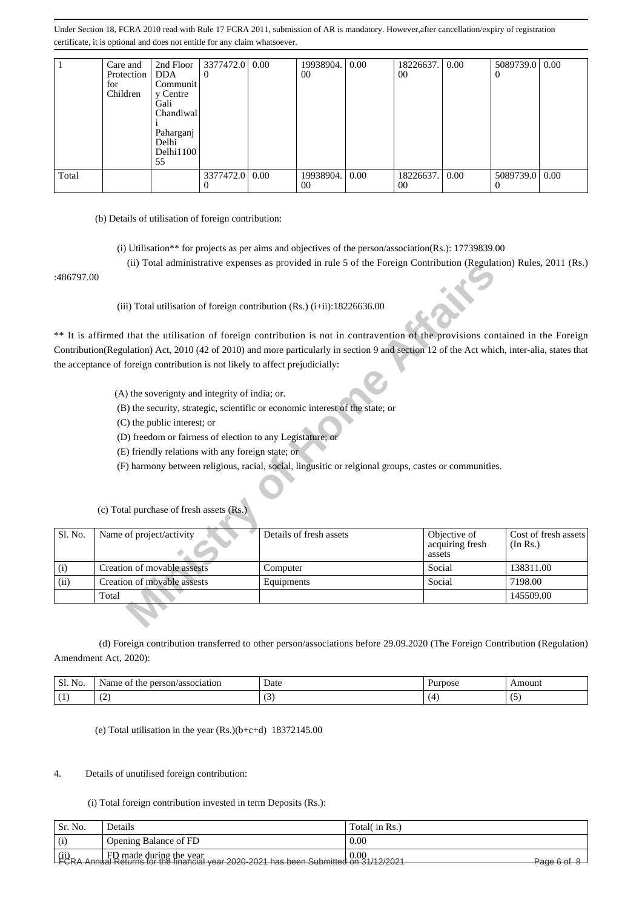Under Section 18, FCRA 2010 read with Rule 17 FCRA 2011, submission of AR is mandatory. However,after cancellation/expiry of registration certificate, it is optional and does not entitle for any claim whatsoever.

| 1 | Care and Protection for Children | 2nd Floor DDA Community Centre Gali Chandiwali Paharganj Delhi Delhi110055 | 3377472.00 | 0.00 | 19938904.00 | 0.00 | 18226637.00 | 0.00 | 5089739.00 | 0.00 |
|---|---|---|---|---|---|---|---|---|---|---|
| Total | | | 3377472.00 | 0.00 | 19938904.00 | 0.00 | 18226637.00 | 0.00 | 5089739.00 | 0.00 |

(b) Details of utilisation of foreign contribution:

(i) Utilisation** for projects as per aims and objectives of the person/association(Rs.): 17739839.00

(ii) Total administrative expenses as provided in rule 5 of the Foreign Contribution (Regulation) Rules, 2011 (Rs.) :486797.00

(iii) Total utilisation of foreign contribution (Rs.) (i+ii):18226636.00

** It is affirmed that the utilisation of foreign contribution is not in contravention of the provisions contained in the Foreign Contribution(Regulation) Act, 2010 (42 of 2010) and more particularly in section 9 and section 12 of the Act which, inter-alia, states that the acceptance of foreign contribution is not likely to affect prejudicially:

(A) the soverignty and integrity of india; or.

(B) the security, strategic, scientific or economic interest of the state; or

(C) the public interest; or

(D) freedom or fairness of election to any Legistature; or

(E) friendly relations with any foreign state; or

(F) harmony between religious, racial, social, lingusitic or relgional groups, castes or communities.

(c) Total purchase of fresh assets (Rs.)

| Sl. No. | Name of project/activity | Details of fresh assets | Objective of acquiring fresh assets | Cost of fresh assets (In Rs.) |
|---|---|---|---|---|
| (i) | Creation of movable assests | Computer | Social | 138311.00 |
| (ii) | Creation of movable assests | Equipments | Social | 7198.00 |
| | Total | | | 145509.00 |

(d) Foreign contribution transferred to other person/associations before 29.09.2020 (The Foreign Contribution (Regulation) Amendment Act, 2020):

| Sl. No. | Name of the person/association | Date | Purpose | Amount |
|---|---|---|---|---|
| (1) | (2) | (3) | (4) | (5) |

(e) Total utilisation in the year (Rs.)(b+c+d) 18372145.00

4. Details of unutilised foreign contribution:

(i) Total foreign contribution invested in term Deposits (Rs.):

| Sr. No. | Details | Total( in Rs.) |
|---|---|---|
| (i) | Opening Balance of FD | 0.00 |
| (ii) | FD made during the year | 0.00 |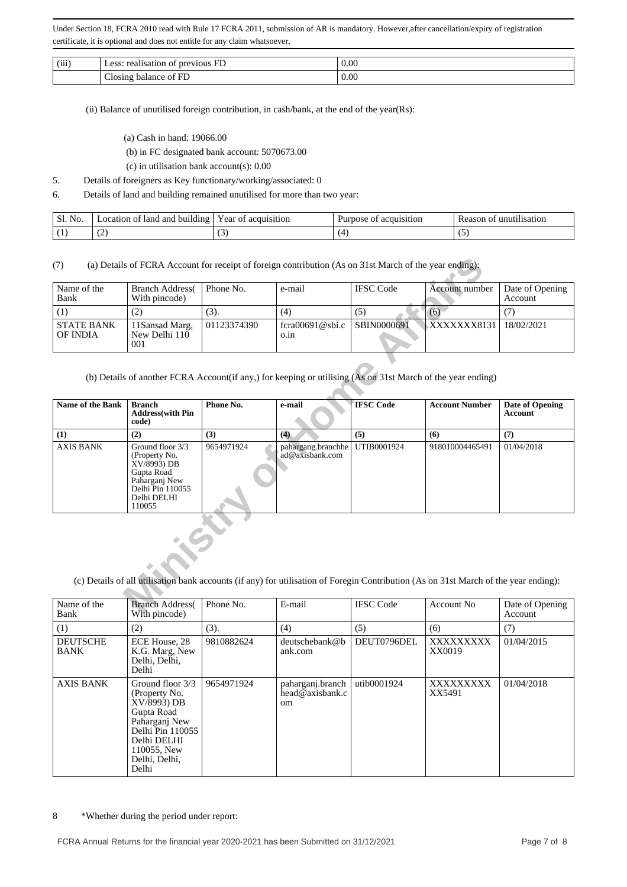Under Section 18, FCRA 2010 read with Rule 17 FCRA 2011, submission of AR is mandatory. However,after cancellation/expiry of registration certificate, it is optional and does not entitle for any claim whatsoever.

| (iii) | Less: realisation of previous FD | 0.00 |
|---|---|---|
| | Closing balance of FD | 0.00 |

(ii) Balance of unutilised foreign contribution, in cash/bank, at the end of the year(Rs):

(a) Cash in hand: 19066.00

(b) in FC designated bank account: 5070673.00

(c) in utilisation bank account(s): 0.00

5. Details of foreigners as Key functionary/working/associated: 0

6. Details of land and building remained unutilised for more than two year:

| Sl. No. | Location of land and building | Year of acquisition | Purpose of acquisition | Reason of unutilisation |
|---|---|---|---|---|
| (1) | (2) | (3) | (4) | (5) |

(7) (a) Details of FCRA Account for receipt of foreign contribution (As on 31st March of the year ending):

| Name of the Bank | Branch Address( With pincode) | Phone No. | e-mail | IFSC Code | Account number | Date of Opening Account |
|---|---|---|---|---|---|---|
| (1) | (2) | (3). | (4) | (5) | (6) | (7) |
| STATE BANK OF INDIA | 11Sansad Marg, New Delhi 110 001 | 01123374390 | fcra00691@sbi.co.in | SBIN0000691 | XXXXXXX8131 | 18/02/2021 |

(b) Details of another FCRA Account(if any,) for keeping or utilising (As on 31st March of the year ending)

| Name of the Bank | Branch Address(with Pin code) | Phone No. | e-mail | IFSC Code | Account Number | Date of Opening Account |
|---|---|---|---|---|---|---|
| (1) | (2) | (3) | (4) | (5) | (6) | (7) |
| AXIS BANK | Ground floor 3/3 (Property No. XV/8993) DB Gupta Road Paharganj New Delhi Pin 110055 Delhi DELHI 110055 | 9654971924 | pahargang.branchhead@axisbank.com | UTIB0001924 | 918010004465491 | 01/04/2018 |

(c) Details of all utilisation bank accounts (if any) for utilisation of Foregin Contribution (As on 31st March of the year ending):

| Name of the Bank | Branch Address( With pincode) | Phone No. | E-mail | IFSC Code | Account No | Date of Opening Account |
|---|---|---|---|---|---|---|
| (1) | (2) | (3). | (4) | (5) | (6) | (7) |
| DEUTSCHE BANK | ECE House, 28 K.G. Marg, New Delhi, Delhi, Delhi | 9810882624 | deutschebank@bank.com | DEUT0796DEL | XXXXXXXXXX0019 | 01/04/2015 |
| AXIS BANK | Ground floor 3/3 (Property No. XV/8993) DB Gupta Road Paharganj New Delhi Pin 110055 Delhi DELHI 110055, New Delhi, Delhi, Delhi | 9654971924 | paharganj.branchhead@axisbank.com | utib0001924 | XXXXXXXXXX5491 | 01/04/2018 |

8 *Whether during the period under report:

FCRA Annual Returns for the financial year 2020-2021 has been Submitted on 31/12/2021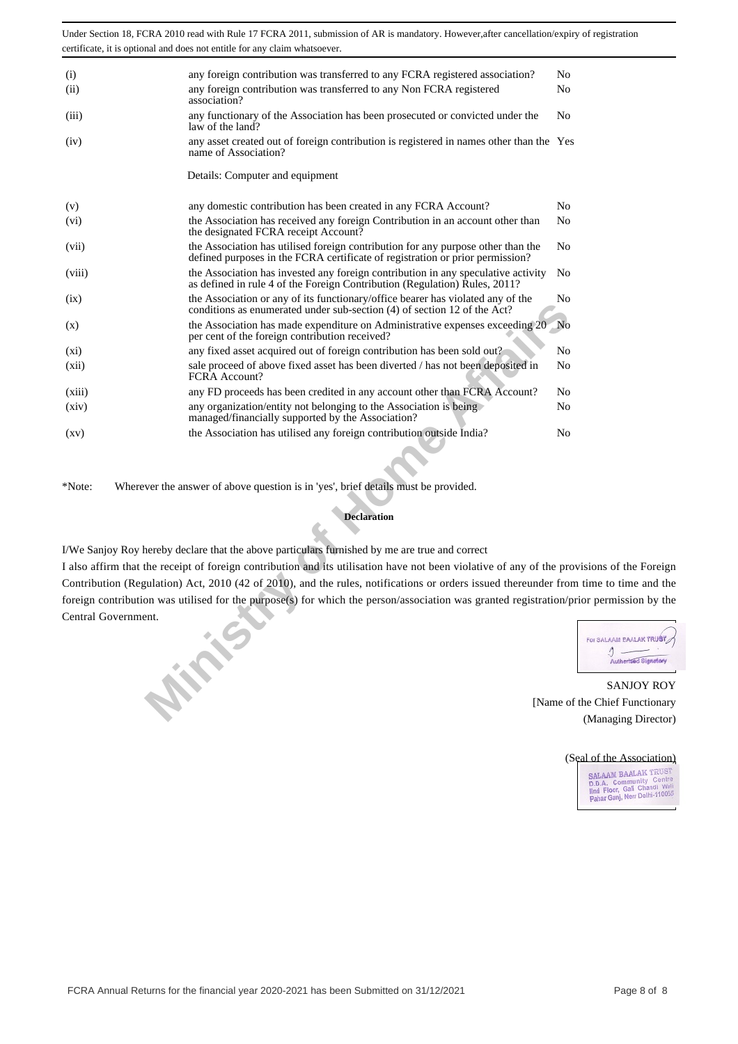Under Section 18, FCRA 2010 read with Rule 17 FCRA 2011, submission of AR is mandatory. However,after cancellation/expiry of registration certificate, it is optional and does not entitle for any claim whatsoever.

| | | |
|---|---|---|
| (i) | any foreign contribution was transferred to any FCRA registered association? | No |
| (ii) | any foreign contribution was transferred to any Non FCRA registered association? | No |
| (iii) | any functionary of the Association has been prosecuted or convicted under the law of the land? | No |
| (iv) | any asset created out of foreign contribution is registered in names other than the name of Association?<br><br>Details: Computer and equipment | Yes |
| (v) | any domestic contribution has been created in any FCRA Account? | No |
| (vi) | the Association has received any foreign Contribution in an account other than the designated FCRA receipt Account? | No |
| (vii) | the Association has utilised foreign contribution for any purpose other than the defined purposes in the FCRA certificate of registration or prior permission? | No |
| (viii) | the Association has invested any foreign contribution in any speculative activity as defined in rule 4 of the Foreign Contribution (Regulation) Rules, 2011? | No |
| (ix) | the Association or any of its functionary/office bearer has violated any of the conditions as enumerated under sub-section (4) of section 12 of the Act? | No |
| (x) | the Association has made expenditure on Administrative expenses exceeding 20 per cent of the foreign contribution received? | No |
| (xi) | any fixed asset acquired out of foreign contribution has been sold out? | No |
| (xii) | sale proceed of above fixed asset has been diverted / has not been deposited in FCRA Account? | No |
| (xiii) | any FD proceeds has been credited in any account other than FCRA Account? | No |
| (xiv) | any organization/entity not belonging to the Association is being managed/financially supported by the Association? | No |
| (xv) | the Association has utilised any foreign contribution outside India? | No |

*Note: Wherever the answer of above question is in 'yes', brief details must be provided.

**Declaration**

I/We Sanjoy Roy hereby declare that the above particulars furnished by me are true and correct

I also affirm that the receipt of foreign contribution and its utilisation have not been violative of any of the provisions of the Foreign Contribution (Regulation) Act, 2010 (42 of 2010), and the rules, notifications or orders issued thereunder from time to time and the foreign contribution was utilised for the purpose(s) for which the person/association was granted registration/prior permission by the Central Government.

For SALAAM BAALAK TRUST
Authorised Signatory

SANJOY ROY
[Name of the Chief Functionary
(Managing Director)

(Seal of the Association)

SALAAM BAALAK TRUST
D.D.A. Community Centre
IInd Floor, Gali Chandi Wali
Pahar Ganj, New Delhi-110055

FCRA Annual Returns for the financial year 2020-2021 has been Submitted on 31/12/2021